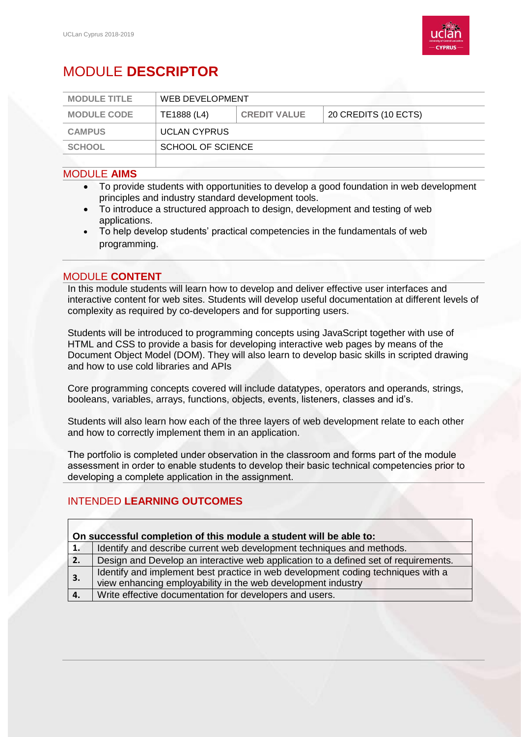# MODULE **DESCRIPTOR**

| MODULE TITLE | WEB DEVELOPMENT | | |
|---|---|---|---|
| MODULE CODE | TE1888 (L4) | CREDIT VALUE | 20 CREDITS (10 ECTS) |
| CAMPUS | UCLAN CYPRUS | | |
| SCHOOL | SCHOOL OF SCIENCE | | |
| | | | |

## MODULE **AIMS**

- To provide students with opportunities to develop a good foundation in web development principles and industry standard development tools.
- To introduce a structured approach to design, development and testing of web applications.
- To help develop students' practical competencies in the fundamentals of web programming.

## MODULE **CONTENT**

In this module students will learn how to develop and deliver effective user interfaces and interactive content for web sites. Students will develop useful documentation at different levels of complexity as required by co-developers and for supporting users.

Students will be introduced to programming concepts using JavaScript together with use of HTML and CSS to provide a basis for developing interactive web pages by means of the Document Object Model (DOM). They will also learn to develop basic skills in scripted drawing and how to use cold libraries and APIs

Core programming concepts covered will include datatypes, operators and operands, strings, booleans, variables, arrays, functions, objects, events, listeners, classes and id's.

Students will also learn how each of the three layers of web development relate to each other and how to correctly implement them in an application.

The portfolio is completed under observation in the classroom and forms part of the module assessment in order to enable students to develop their basic technical competencies prior to developing a complete application in the assignment.

## INTENDED **LEARNING OUTCOMES**

| On successful completion of this module a student will be able to: | |
|---|---|
| **1.** | Identify and describe current web development techniques and methods. |
| **2.** | Design and Develop an interactive web application to a defined set of requirements. |
| **3.** | Identify and implement best practice in web development coding techniques with a view enhancing employability in the web development industry |
| **4.** | Write effective documentation for developers and users. |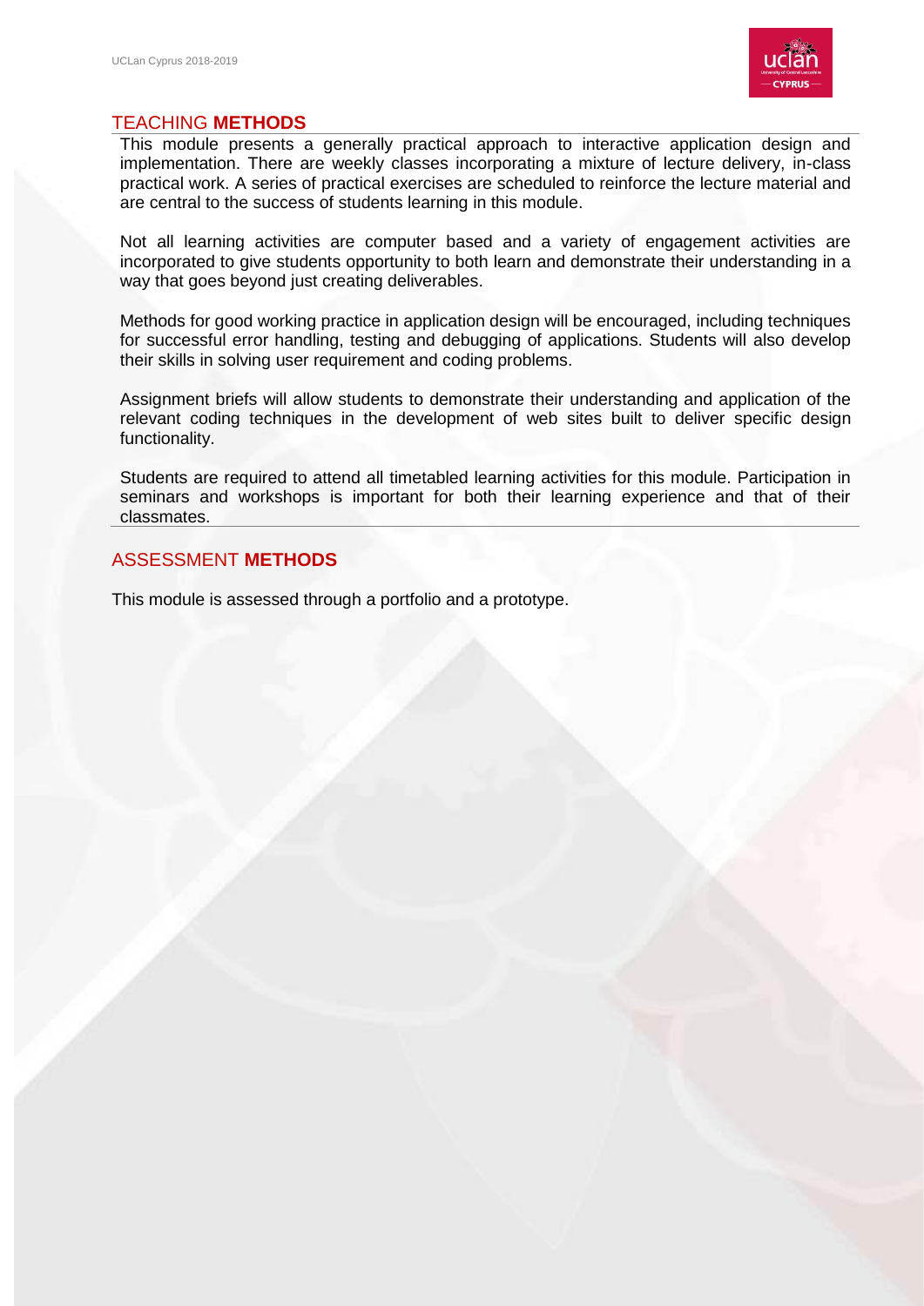## TEACHING **METHODS**

This module presents a generally practical approach to interactive application design and implementation. There are weekly classes incorporating a mixture of lecture delivery, in-class practical work. A series of practical exercises are scheduled to reinforce the lecture material and are central to the success of students learning in this module.

Not all learning activities are computer based and a variety of engagement activities are incorporated to give students opportunity to both learn and demonstrate their understanding in a way that goes beyond just creating deliverables.

Methods for good working practice in application design will be encouraged, including techniques for successful error handling, testing and debugging of applications. Students will also develop their skills in solving user requirement and coding problems.

Assignment briefs will allow students to demonstrate their understanding and application of the relevant coding techniques in the development of web sites built to deliver specific design functionality.

Students are required to attend all timetabled learning activities for this module. Participation in seminars and workshops is important for both their learning experience and that of their classmates.

## ASSESSMENT **METHODS**

This module is assessed through a portfolio and a prototype.